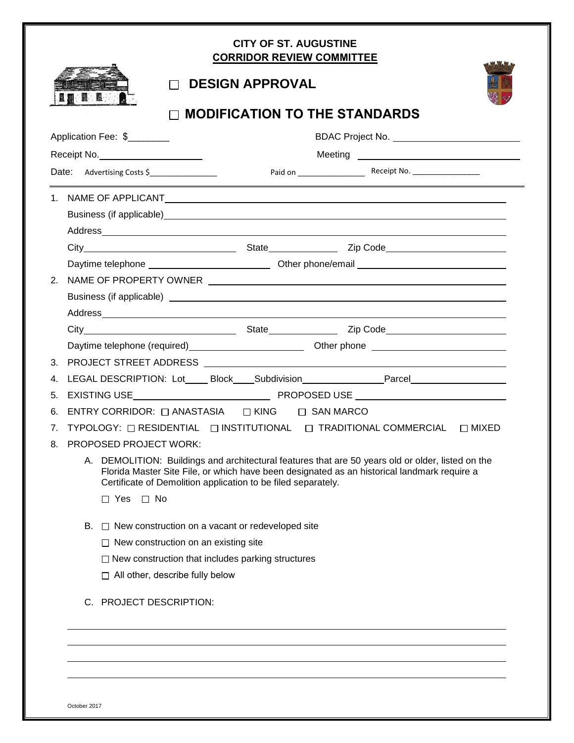# CITY OF ST. AUGUSTINE
## CORRIDOR REVIEW COMMITTEE

☐ **DESIGN APPROVAL**

☐ **MODIFICATION TO THE STANDARDS**

Application Fee: $________ BDAC Project No. ________________________

Receipt No.____________________ Meeting ______________________________

Date: Advertising Costs $_______________ Paid on _______________ Receipt No. _______________

1. NAME OF APPLICANT______________________________________________________________
   Business (if applicable)____________________________________________________________
   Address_________________________________________________________________________
   City_____________________________ State______________ Zip Code______________________
   Daytime telephone ________________________ Other phone/email ___________________________
2. NAME OF PROPERTY OWNER ______________________________________________________
   Business (if applicable) ____________________________________________________________
   Address_________________________________________________________________________
   City_____________________________ State______________ Zip Code______________________
   Daytime telephone (required)______________________ Other phone _________________________
3. PROJECT STREET ADDRESS _______________________________________________________
4. LEGAL DESCRIPTION: Lot_____ Block____Subdivision________________Parcel___________________
5. EXISTING USE___________________________ PROPOSED USE ____________________________
6. ENTRY CORRIDOR: ☐ ANASTASIA ☐ KING ☐ SAN MARCO
7. TYPOLOGY: ☐ RESIDENTIAL ☐ INSTITUTIONAL ☐ TRADITIONAL COMMERCIAL ☐ MIXED
8. PROPOSED PROJECT WORK:

   A. DEMOLITION: Buildings and architectural features that are 50 years old or older, listed on the Florida Master Site File, or which have been designated as an historical landmark require a Certificate of Demolition application to be filed separately.

      ☐ Yes ☐ No

   B. ☐ New construction on a vacant or redeveloped site

      ☐ New construction on an existing site

      ☐ New construction that includes parking structures

      ☐ All other, describe fully below

   C. PROJECT DESCRIPTION:

______________________________________________________________________________

______________________________________________________________________________

______________________________________________________________________________

______________________________________________________________________________

October 2017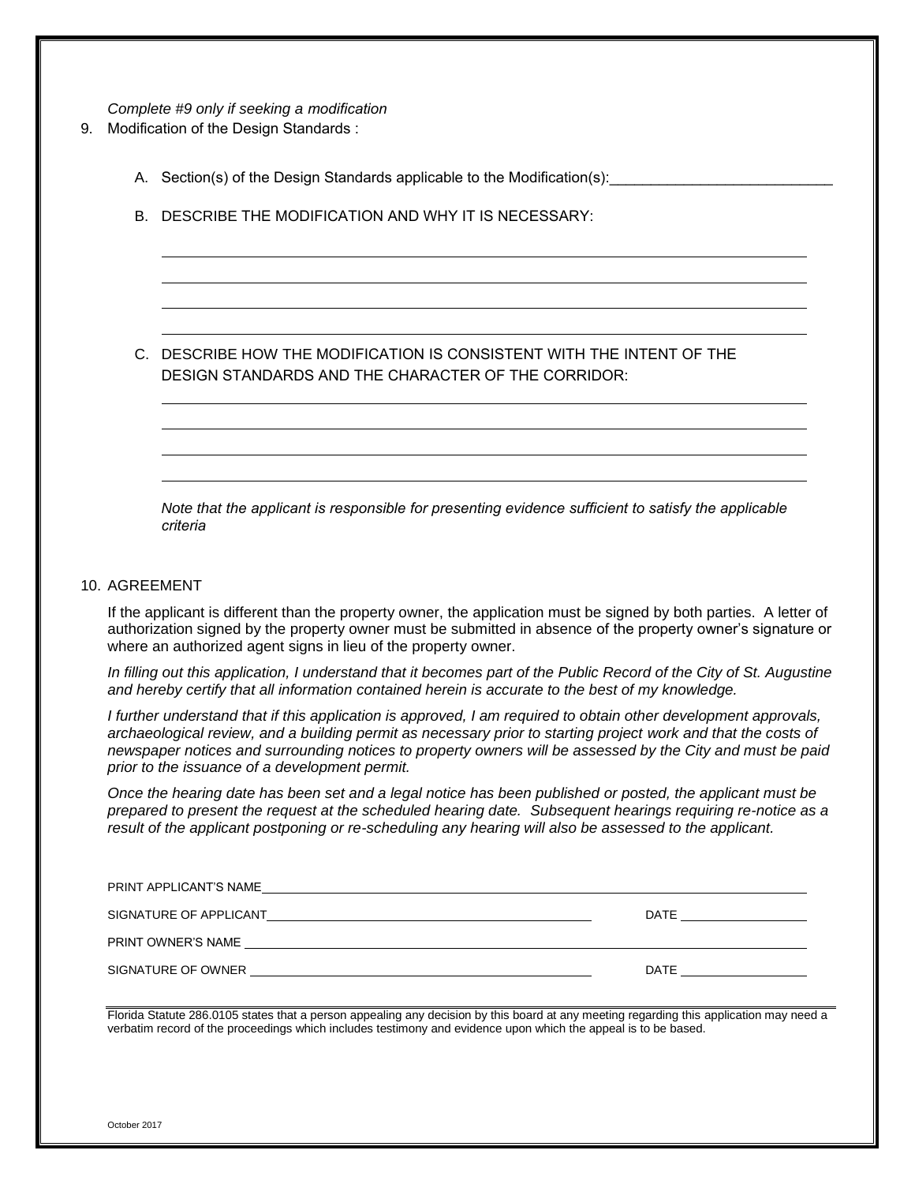*Complete #9 only if seeking a modification*

9. Modification of the Design Standards :

   A. Section(s) of the Design Standards applicable to the Modification(s):___________________________

   B. DESCRIBE THE MODIFICATION AND WHY IT IS NECESSARY:

   ______________________________________________________________________________

   ______________________________________________________________________________

   ______________________________________________________________________________

   ______________________________________________________________________________

   C. DESCRIBE HOW THE MODIFICATION IS CONSISTENT WITH THE INTENT OF THE DESIGN STANDARDS AND THE CHARACTER OF THE CORRIDOR:

   ______________________________________________________________________________

   ______________________________________________________________________________

   ______________________________________________________________________________

   ______________________________________________________________________________

   *Note that the applicant is responsible for presenting evidence sufficient to satisfy the applicable criteria*

10. AGREEMENT

    If the applicant is different than the property owner, the application must be signed by both parties. A letter of authorization signed by the property owner must be submitted in absence of the property owner's signature or where an authorized agent signs in lieu of the property owner.

    *In filling out this application, I understand that it becomes part of the Public Record of the City of St. Augustine and hereby certify that all information contained herein is accurate to the best of my knowledge.*

    *I further understand that if this application is approved, I am required to obtain other development approvals, archaeological review, and a building permit as necessary prior to starting project work and that the costs of newspaper notices and surrounding notices to property owners will be assessed by the City and must be paid prior to the issuance of a development permit.*

    *Once the hearing date has been set and a legal notice has been published or posted, the applicant must be prepared to present the request at the scheduled hearing date. Subsequent hearings requiring re-notice as a result of the applicant postponing or re-scheduling any hearing will also be assessed to the applicant.*

PRINT APPLICANT'S NAME ______________________________________________________________

SIGNATURE OF APPLICANT ________________________________________ DATE ______________

PRINT OWNER'S NAME ______________________________________________________________

SIGNATURE OF OWNER ________________________________________ DATE ______________

Florida Statute 286.0105 states that a person appealing any decision by this board at any meeting regarding this application may need a verbatim record of the proceedings which includes testimony and evidence upon which the appeal is to be based.

October 2017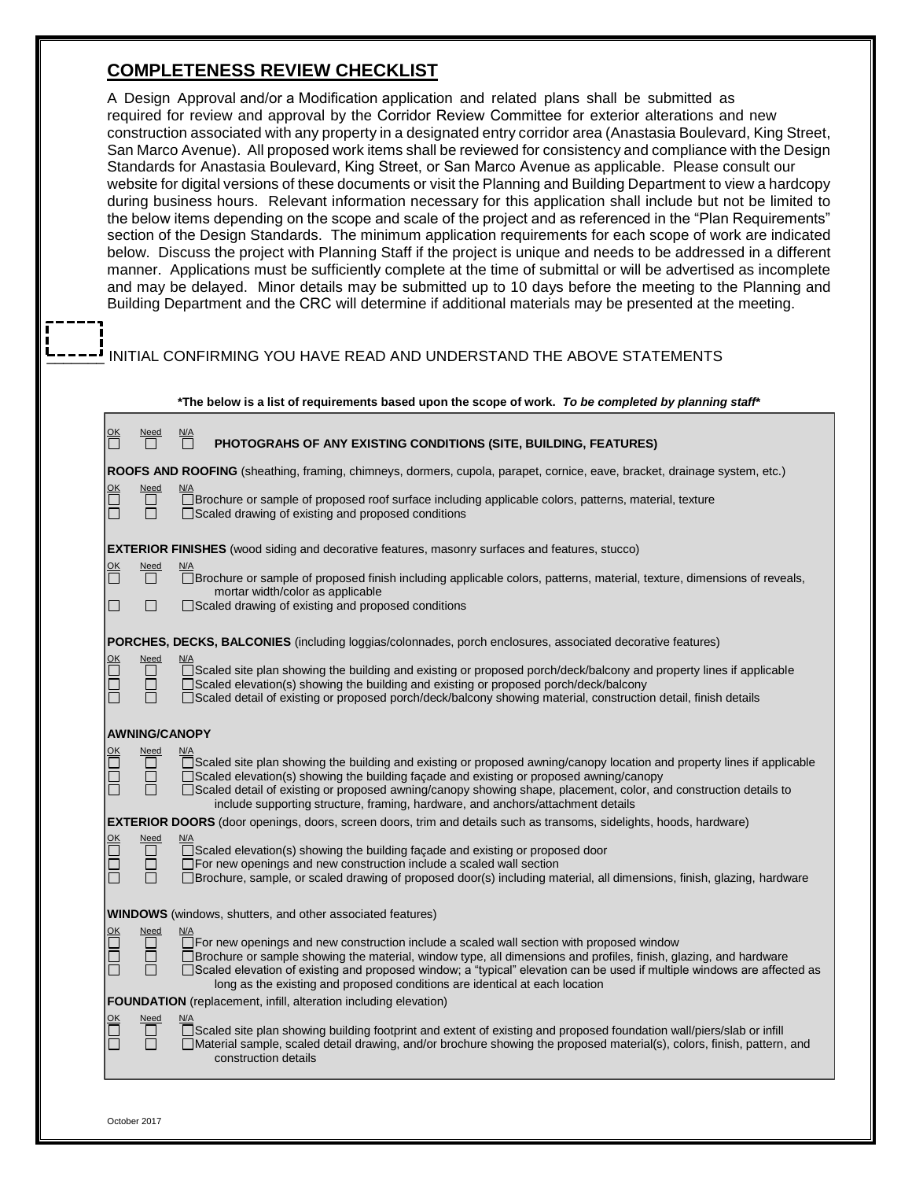## COMPLETENESS REVIEW CHECKLIST

A Design Approval and/or a Modification application and related plans shall be submitted as required for review and approval by the Corridor Review Committee for exterior alterations and new construction associated with any property in a designated entry corridor area (Anastasia Boulevard, King Street, San Marco Avenue). All proposed work items shall be reviewed for consistency and compliance with the Design Standards for Anastasia Boulevard, King Street, or San Marco Avenue as applicable. Please consult our website for digital versions of these documents or visit the Planning and Building Department to view a hardcopy during business hours. Relevant information necessary for this application shall include but not be limited to the below items depending on the scope and scale of the project and as referenced in the "Plan Requirements" section of the Design Standards. The minimum application requirements for each scope of work are indicated below. Discuss the project with Planning Staff if the project is unique and needs to be addressed in a different manner. Applications must be sufficiently complete at the time of submittal or will be advertised as incomplete and may be delayed. Minor details may be submitted up to 10 days before the meeting to the Planning and Building Department and the CRC will determine if additional materials may be presented at the meeting.

_____ INITIAL CONFIRMING YOU HAVE READ AND UNDERSTAND THE ABOVE STATEMENTS

**\*The below is a list of requirements based upon the scope of work. *To be completed by planning staff*\***

| OK | Need | N/A | |
|---|---|---|---|
| ☐ | ☐ | ☐ | **PHOTOGRAHS OF ANY EXISTING CONDITIONS (SITE, BUILDING, FEATURES)** |

**ROOFS AND ROOFING** (sheathing, framing, chimneys, dormers, cupola, parapet, cornice, eave, bracket, drainage system, etc.)

| OK | Need | N/A | |
|---|---|---|---|
| ☐ | ☐ | ☐ | Brochure or sample of proposed roof surface including applicable colors, patterns, material, texture |
| ☐ | ☐ | ☐ | Scaled drawing of existing and proposed conditions |

**EXTERIOR FINISHES** (wood siding and decorative features, masonry surfaces and features, stucco)

| OK | Need | N/A | |
|---|---|---|---|
| ☐ | ☐ | ☐ | Brochure or sample of proposed finish including applicable colors, patterns, material, texture, dimensions of reveals, mortar width/color as applicable |
| ☐ | ☐ | ☐ | Scaled drawing of existing and proposed conditions |

**PORCHES, DECKS, BALCONIES** (including loggias/colonnades, porch enclosures, associated decorative features)

| OK | Need | N/A | |
|---|---|---|---|
| ☐ | ☐ | ☐ | Scaled site plan showing the building and existing or proposed porch/deck/balcony and property lines if applicable |
| ☐ | ☐ | ☐ | Scaled elevation(s) showing the building and existing or proposed porch/deck/balcony |
| ☐ | ☐ | ☐ | Scaled detail of existing or proposed porch/deck/balcony showing material, construction detail, finish details |

**AWNING/CANOPY**

| OK | Need | N/A | |
|---|---|---|---|
| ☐ | ☐ | ☐ | Scaled site plan showing the building and existing or proposed awning/canopy location and property lines if applicable |
| ☐ | ☐ | ☐ | Scaled elevation(s) showing the building façade and existing or proposed awning/canopy |
| ☐ | ☐ | ☐ | Scaled detail of existing or proposed awning/canopy showing shape, placement, color, and construction details to include supporting structure, framing, hardware, and anchors/attachment details |

**EXTERIOR DOORS** (door openings, doors, screen doors, trim and details such as transoms, sidelights, hoods, hardware)

| OK | Need | N/A | |
|---|---|---|---|
| ☐ | ☐ | ☐ | Scaled elevation(s) showing the building façade and existing or proposed door |
| ☐ | ☐ | ☐ | For new openings and new construction include a scaled wall section |
| ☐ | ☐ | ☐ | Brochure, sample, or scaled drawing of proposed door(s) including material, all dimensions, finish, glazing, hardware |

**WINDOWS** (windows, shutters, and other associated features)

| OK | Need | N/A | |
|---|---|---|---|
| ☐ | ☐ | ☐ | For new openings and new construction include a scaled wall section with proposed window |
| ☐ | ☐ | ☐ | Brochure or sample showing the material, window type, all dimensions and profiles, finish, glazing, and hardware |
| ☐ | ☐ | ☐ | Scaled elevation of existing and proposed window; a "typical" elevation can be used if multiple windows are affected as long as the existing and proposed conditions are identical at each location |

**FOUNDATION** (replacement, infill, alteration including elevation)

| OK | Need | N/A | |
|---|---|---|---|
| ☐ | ☐ | ☐ | Scaled site plan showing building footprint and extent of existing and proposed foundation wall/piers/slab or infill |
| ☐ | ☐ | ☐ | Material sample, scaled detail drawing, and/or brochure showing the proposed material(s), colors, finish, pattern, and construction details |

October 2017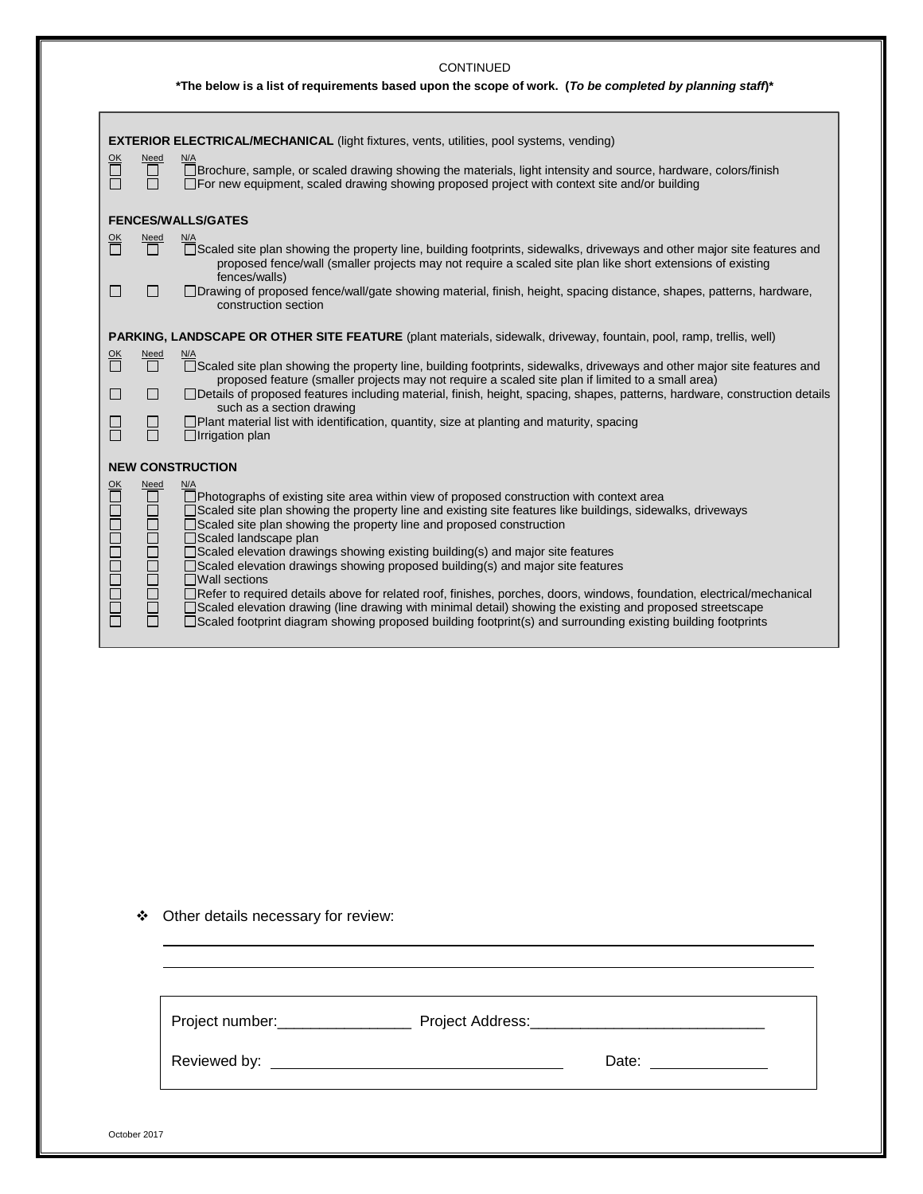CONTINUED

**\*The below is a list of requirements based upon the scope of work. (*To be completed by planning staff*)\***

**EXTERIOR ELECTRICAL/MECHANICAL** (light fixtures, vents, utilities, pool systems, vending)

| OK | Need | N/A |
|---|---|---|
| ☐ | ☐ | ☐ Brochure, sample, or scaled drawing showing the materials, light intensity and source, hardware, colors/finish |
| ☐ | ☐ | ☐ For new equipment, scaled drawing showing proposed project with context site and/or building |

**FENCES/WALLS/GATES**

| OK | Need | N/A |
|---|---|---|
| ☐ | ☐ | ☐ Scaled site plan showing the property line, building footprints, sidewalks, driveways and other major site features and proposed fence/wall (smaller projects may not require a scaled site plan like short extensions of existing fences/walls) |
| ☐ | ☐ | ☐ Drawing of proposed fence/wall/gate showing material, finish, height, spacing distance, shapes, patterns, hardware, construction section |

**PARKING, LANDSCAPE OR OTHER SITE FEATURE** (plant materials, sidewalk, driveway, fountain, pool, ramp, trellis, well)

| OK | Need | N/A |
|---|---|---|
| ☐ | ☐ | ☐ Scaled site plan showing the property line, building footprints, sidewalks, driveways and other major site features and proposed feature (smaller projects may not require a scaled site plan if limited to a small area) |
| ☐ | ☐ | ☐ Details of proposed features including material, finish, height, spacing, shapes, patterns, hardware, construction details such as a section drawing |
| ☐ | ☐ | ☐ Plant material list with identification, quantity, size at planting and maturity, spacing |
| ☐ | ☐ | ☐ Irrigation plan |

**NEW CONSTRUCTION**

| OK | Need | N/A |
|---|---|---|
| ☐ | ☐ | ☐ Photographs of existing site area within view of proposed construction with context area |
| ☐ | ☐ | ☐ Scaled site plan showing the property line and existing site features like buildings, sidewalks, driveways |
| ☐ | ☐ | ☐ Scaled site plan showing the property line and proposed construction |
| ☐ | ☐ | ☐ Scaled landscape plan |
| ☐ | ☐ | ☐ Scaled elevation drawings showing existing building(s) and major site features |
| ☐ | ☐ | ☐ Scaled elevation drawings showing proposed building(s) and major site features |
| ☐ | ☐ | ☐ Wall sections |
| ☐ | ☐ | ☐ Refer to required details above for related roof, finishes, porches, doors, windows, foundation, electrical/mechanical |
| ☐ | ☐ | ☐ Scaled elevation drawing (line drawing with minimal detail) showing the existing and proposed streetscape |
| ☐ | ☐ | ☐ Scaled footprint diagram showing proposed building footprint(s) and surrounding existing building footprints |

- Other details necessary for review:

\_\_\_\_\_\_\_\_\_\_\_\_\_\_\_\_\_\_\_\_\_\_\_\_\_\_\_\_\_\_\_\_\_\_\_\_\_\_\_\_\_\_\_\_\_\_\_\_\_\_\_\_\_\_\_\_\_\_\_\_\_\_\_\_\_\_\_\_\_\_

\_\_\_\_\_\_\_\_\_\_\_\_\_\_\_\_\_\_\_\_\_\_\_\_\_\_\_\_\_\_\_\_\_\_\_\_\_\_\_\_\_\_\_\_\_\_\_\_\_\_\_\_\_\_\_\_\_\_\_\_\_\_\_\_\_\_\_\_\_\_

Project number:\_\_\_\_\_\_\_\_\_\_\_\_\_\_\_\_ Project Address:\_\_\_\_\_\_\_\_\_\_\_\_\_\_\_\_\_\_\_\_\_\_\_\_\_\_\_\_

Reviewed by: \_\_\_\_\_\_\_\_\_\_\_\_\_\_\_\_\_\_\_\_\_\_\_\_\_\_\_\_\_\_\_\_\_\_\_ Date: \_\_\_\_\_\_\_\_\_\_\_\_\_\_

October 2017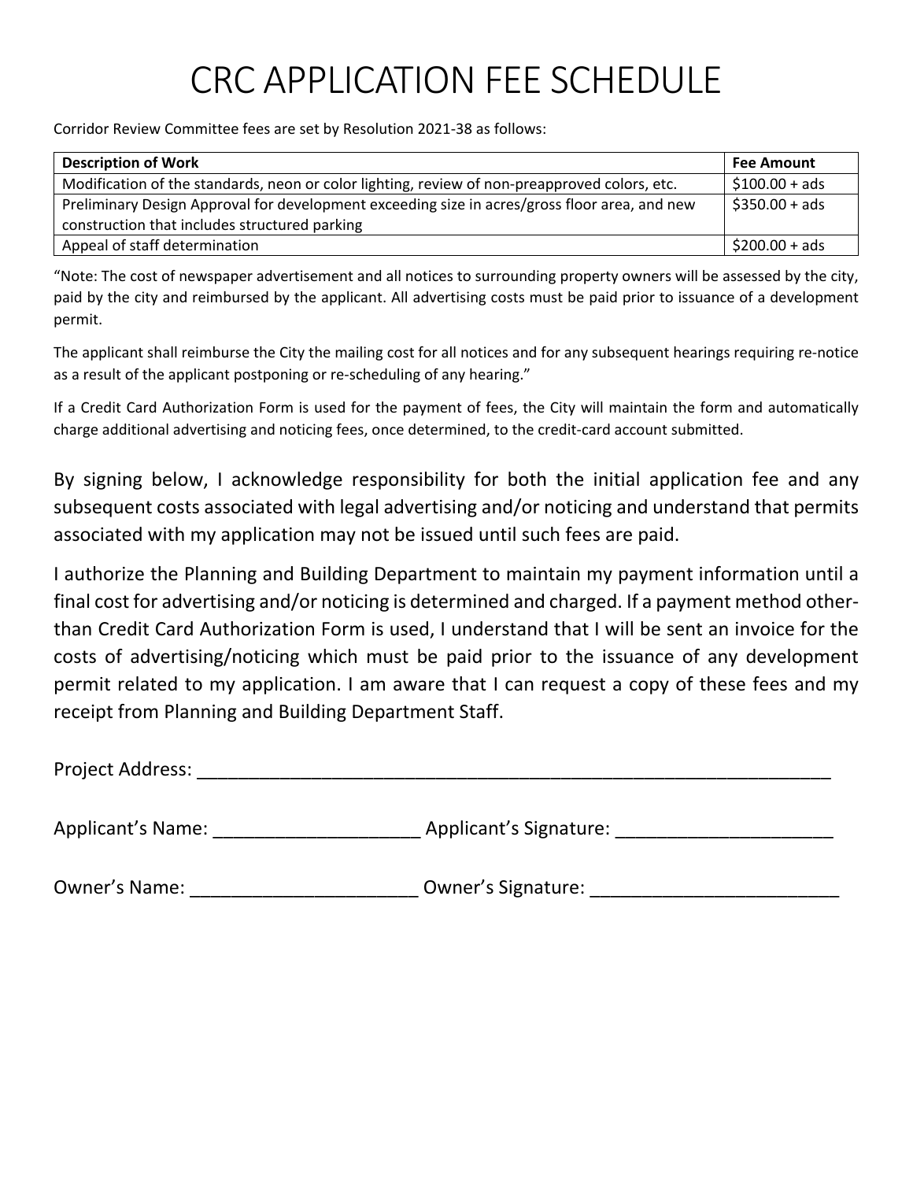# CRC APPLICATION FEE SCHEDULE

Corridor Review Committee fees are set by Resolution 2021-38 as follows:

| Description of Work | Fee Amount |
|---|---|
| Modification of the standards, neon or color lighting, review of non-preapproved colors, etc. | $100.00 + ads |
| Preliminary Design Approval for development exceeding size in acres/gross floor area, and new construction that includes structured parking | $350.00 + ads |
| Appeal of staff determination | $200.00 + ads |

"Note: The cost of newspaper advertisement and all notices to surrounding property owners will be assessed by the city, paid by the city and reimbursed by the applicant. All advertising costs must be paid prior to issuance of a development permit.

The applicant shall reimburse the City the mailing cost for all notices and for any subsequent hearings requiring re-notice as a result of the applicant postponing or re-scheduling of any hearing."

If a Credit Card Authorization Form is used for the payment of fees, the City will maintain the form and automatically charge additional advertising and noticing fees, once determined, to the credit-card account submitted.

By signing below, I acknowledge responsibility for both the initial application fee and any subsequent costs associated with legal advertising and/or noticing and understand that permits associated with my application may not be issued until such fees are paid.

I authorize the Planning and Building Department to maintain my payment information until a final cost for advertising and/or noticing is determined and charged. If a payment method other-than Credit Card Authorization Form is used, I understand that I will be sent an invoice for the costs of advertising/noticing which must be paid prior to the issuance of any development permit related to my application. I am aware that I can request a copy of these fees and my receipt from Planning and Building Department Staff.

Project Address: ___________________________________________________________

Applicant's Name: ____________________ Applicant's Signature: _____________________

Owner's Name: ______________________ Owner's Signature: ________________________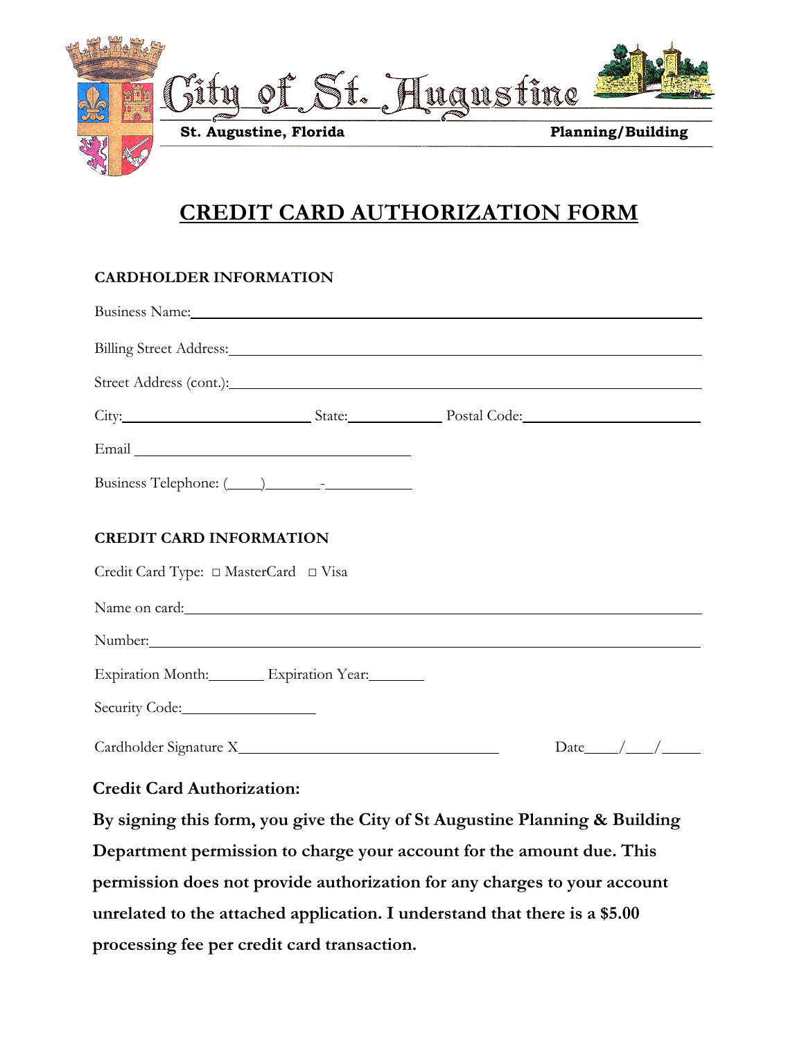City of St. Augustine

St. Augustine, Florida — Planning/Building

# CREDIT CARD AUTHORIZATION FORM

**CARDHOLDER INFORMATION**

Business Name:\_\_\_\_\_\_\_\_\_\_\_\_\_\_\_\_\_\_\_\_\_\_\_\_\_\_\_\_\_\_\_\_\_\_\_\_\_\_\_\_

Billing Street Address:\_\_\_\_\_\_\_\_\_\_\_\_\_\_\_\_\_\_\_\_\_\_\_\_\_\_\_\_\_\_\_\_\_\_\_\_

Street Address (cont.):\_\_\_\_\_\_\_\_\_\_\_\_\_\_\_\_\_\_\_\_\_\_\_\_\_\_\_\_\_\_\_\_\_\_\_\_

City:\_\_\_\_\_\_\_\_\_\_\_\_\_\_\_\_ State:\_\_\_\_\_\_\_\_ Postal Code:\_\_\_\_\_\_\_\_\_\_\_\_\_\_\_

Email \_\_\_\_\_\_\_\_\_\_\_\_\_\_\_\_\_\_\_\_\_\_\_\_\_\_

Business Telephone: (\_\_\_\_)\_\_\_\_\_\_\_-\_\_\_\_\_\_\_\_\_

**CREDIT CARD INFORMATION**

Credit Card Type: □ MasterCard □ Visa

Name on card:\_\_\_\_\_\_\_\_\_\_\_\_\_\_\_\_\_\_\_\_\_\_\_\_\_\_\_\_\_\_\_\_\_\_\_\_\_\_\_\_

Number:\_\_\_\_\_\_\_\_\_\_\_\_\_\_\_\_\_\_\_\_\_\_\_\_\_\_\_\_\_\_\_\_\_\_\_\_\_\_\_\_\_\_\_\_

Expiration Month:\_\_\_\_\_\_\_ Expiration Year:\_\_\_\_\_\_\_

Security Code:\_\_\_\_\_\_\_\_\_\_\_\_\_\_\_

Cardholder Signature X\_\_\_\_\_\_\_\_\_\_\_\_\_\_\_\_\_\_\_\_\_\_\_\_\_\_\_\_\_\_ Date\_\_\_\_/\_\_\_\_/\_\_\_\_\_

**Credit Card Authorization:**

**By signing this form, you give the City of St Augustine Planning & Building Department permission to charge your account for the amount due. This permission does not provide authorization for any charges to your account unrelated to the attached application. I understand that there is a $5.00 processing fee per credit card transaction.**